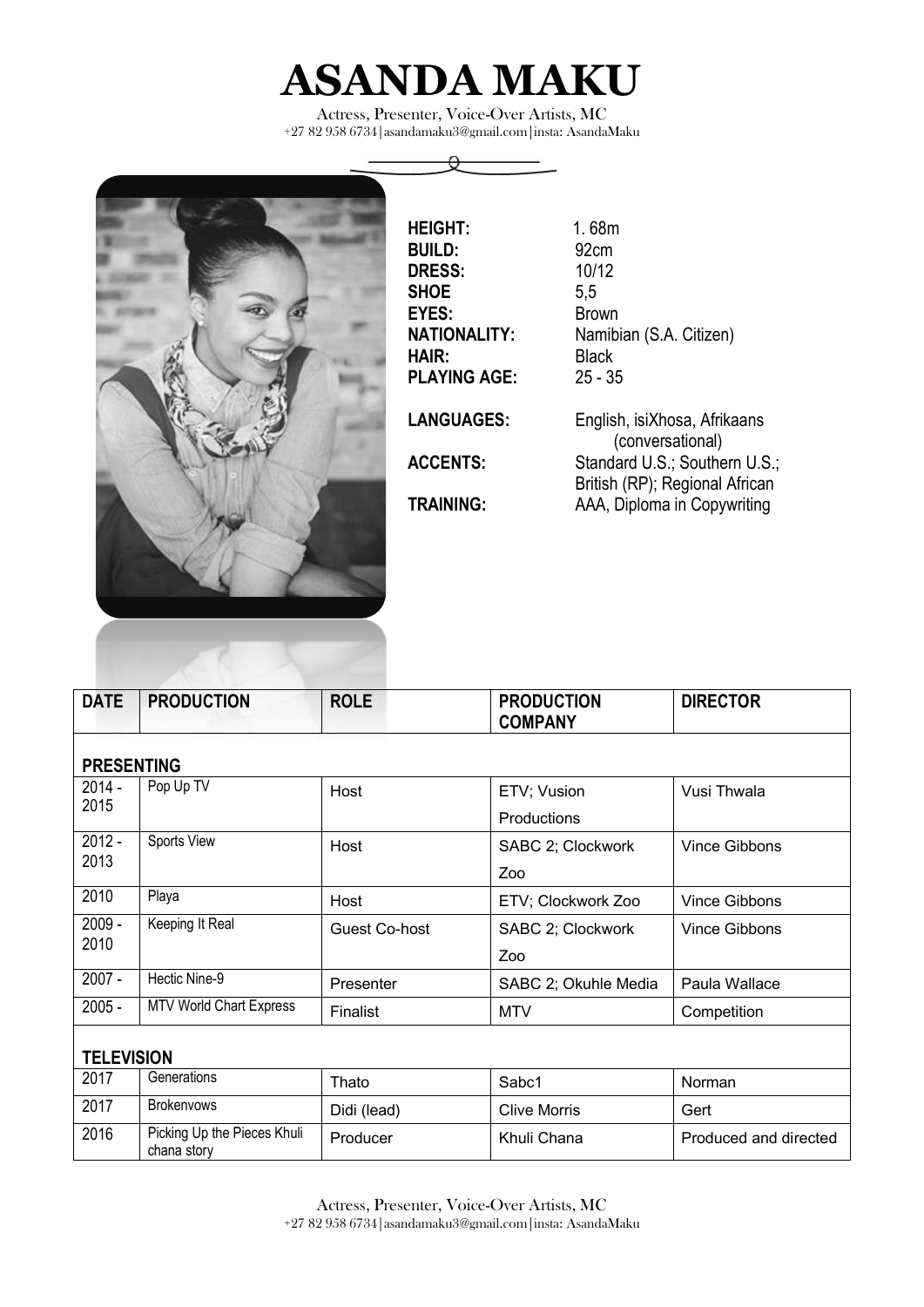# ASANDA MAKU

Actress, Presenter, Voice-Over Artists, MC
+27 82 958 6734|asandamaku3@gmail.com|insta: AsandaMaku

**HEIGHT:** 1. 68m
**BUILD:** 92cm
**DRESS:** 10/12
**SHOE** 5,5
**EYES:** Brown
**NATIONALITY:** Namibian (S.A. Citizen)
**HAIR:** Black
**PLAYING AGE:** 25 - 35

**LANGUAGES:** English, isiXhosa, Afrikaans (conversational)
**ACCENTS:** Standard U.S.; Southern U.S.; British (RP); Regional African
**TRAINING:** AAA, Diploma in Copywriting

| DATE | PRODUCTION | ROLE | PRODUCTION COMPANY | DIRECTOR |
|---|---|---|---|---|
| **PRESENTING** | | | | |
| 2014 - 2015 | Pop Up TV | Host | ETV; Vusion Productions | Vusi Thwala |
| 2012 - 2013 | Sports View | Host | SABC 2; Clockwork Zoo | Vince Gibbons |
| 2010 | Playa | Host | ETV; Clockwork Zoo | Vince Gibbons |
| 2009 - 2010 | Keeping It Real | Guest Co-host | SABC 2; Clockwork Zoo | Vince Gibbons |
| 2007 - | Hectic Nine-9 | Presenter | SABC 2; Okuhle Media | Paula Wallace |
| 2005 - | MTV World Chart Express | Finalist | MTV | Competition |
| **TELEVISION** | | | | |
| 2017 | Generations | Thato | Sabc1 | Norman |
| 2017 | Brokenvows | Didi (lead) | Clive Morris | Gert |
| 2016 | Picking Up the Pieces Khuli chana story | Producer | Khuli Chana | Produced and directed |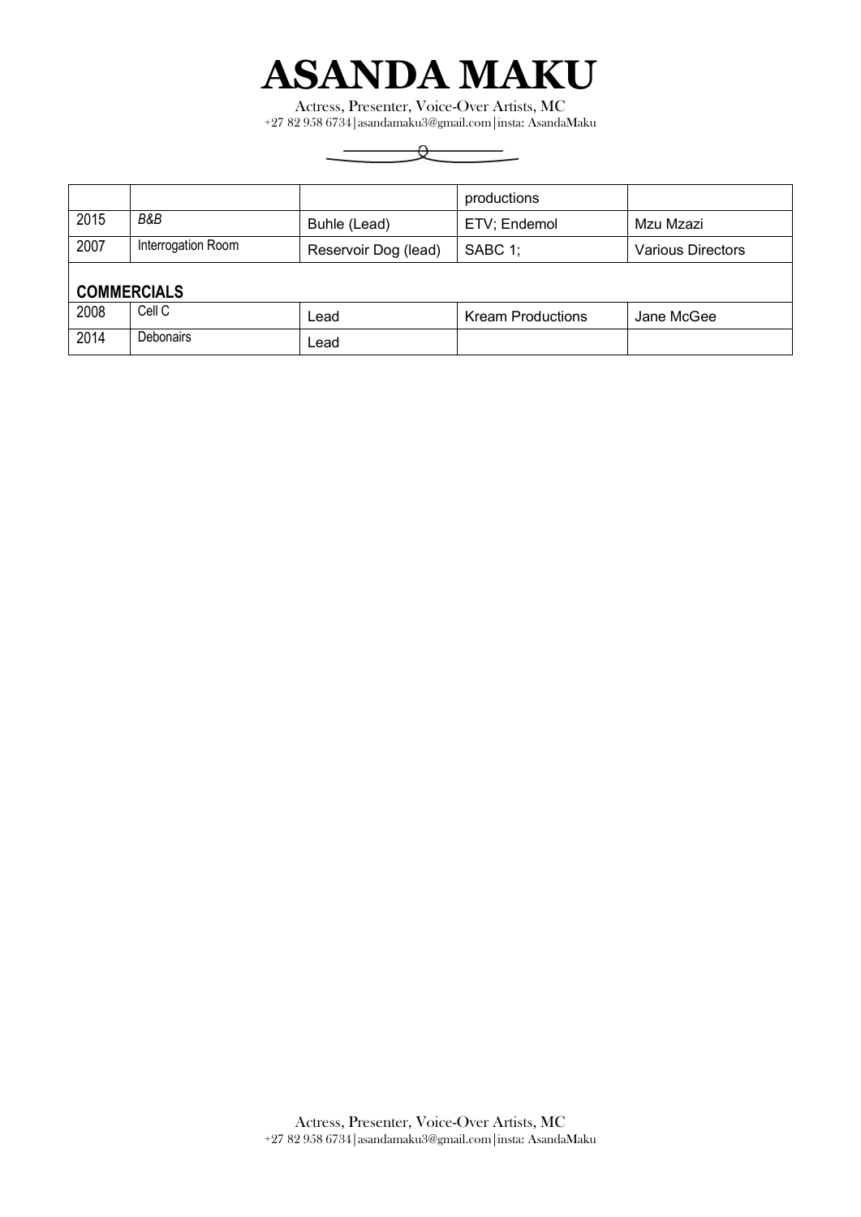# ASANDA MAKU

Actress, Presenter, Voice-Over Artists, MC
+27 82 958 6734|asandamaku3@gmail.com|insta: AsandaMaku

| | | | | |
|---|---|---|---|---|
| | | | productions | |
| 2015 | *B&B* | Buhle (Lead) | ETV; Endemol | Mzu Mzazi |
| 2007 | Interrogation Room | Reservoir Dog (lead) | SABC 1; | Various Directors |

**COMMERCIALS**

| | | | | |
|---|---|---|---|---|
| 2008 | Cell C | Lead | Kream Productions | Jane McGee |
| 2014 | Debonairs | Lead | | |